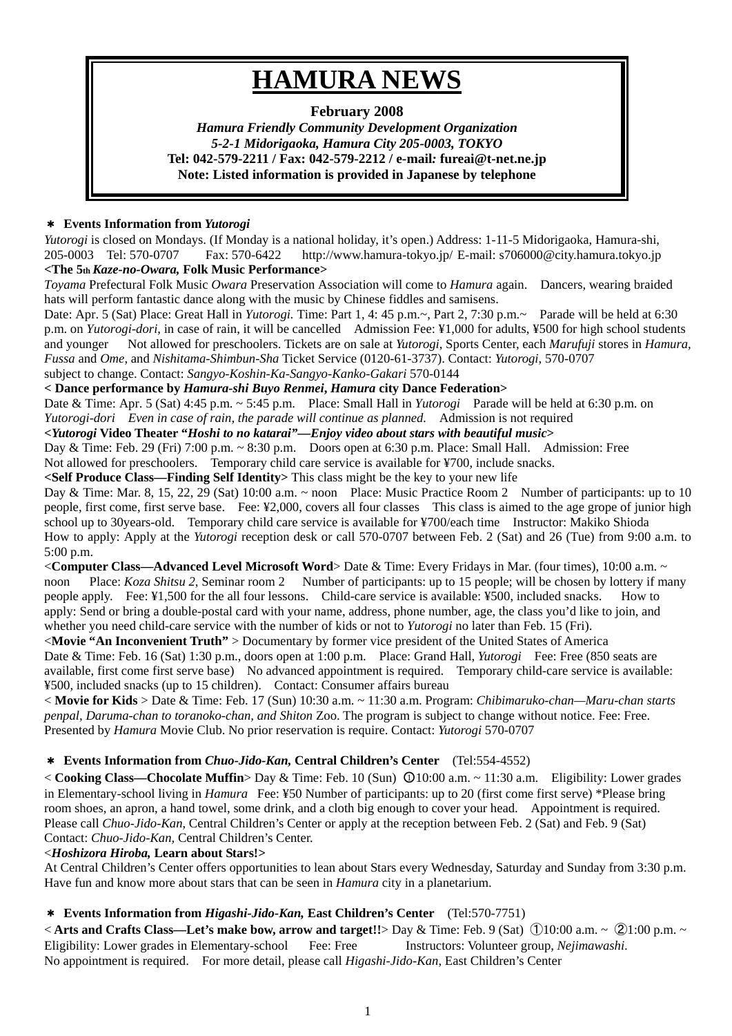# HAMURA NEWS

**February 2008**

***Hamura Friendly Community Development Organization***

***5-2-1 Midorigaoka, Hamura City 205-0003, TOKYO***

**Tel: 042-579-2211 / Fax: 042-579-2212 / e-mail: fureai@t-net.ne.jp**

**Note: Listed information is provided in Japanese by telephone**

## ＊ Events Information from *Yutorogi*

*Yutorogi* is closed on Mondays. (If Monday is a national holiday, it's open.) Address: 1-11-5 Midorigaoka, Hamura-shi, 205-0003 Tel: 570-0707 Fax: 570-6422 http://www.hamura-tokyo.jp/ E-mail: s706000@city.hamura.tokyo.jp

**<The 5th *Kaze-no-Owara,* Folk Music Performance>**

*Toyama* Prefectural Folk Music *Owara* Preservation Association will come to *Hamura* again. Dancers, wearing braided hats will perform fantastic dance along with the music by Chinese fiddles and samisens.

Date: Apr. 5 (Sat) Place: Great Hall in *Yutorogi.* Time: Part 1, 4: 45 p.m.~, Part 2, 7:30 p.m.~ Parade will be held at 6:30 p.m. on *Yutorogi-dori*, in case of rain, it will be cancelled Admission Fee: ¥1,000 for adults, ¥500 for high school students and younger Not allowed for preschoolers. Tickets are on sale at *Yutorogi*, Sports Center, each *Marufuji* stores in *Hamura, Fussa* and *Ome*, and *Nishitama-Shimbun-Sha* Ticket Service (0120-61-3737). Contact: *Yutorogi*, 570-0707 subject to change. Contact: *Sangyo-Koshin-Ka-Sangyo-Kanko-Gakari* 570-0144

**< Dance performance by *Hamura-shi Buyo Renmei*, *Hamura* city Dance Federation>**

Date & Time: Apr. 5 (Sat) 4:45 p.m. ~ 5:45 p.m. Place: Small Hall in *Yutorogi* Parade will be held at 6:30 p.m. on *Yutorogi-dori* *Even in case of rain, the parade will continue as planned.* Admission is not required

**<*Yutorogi* Video Theater "*Hoshi to no katarai*"—*Enjoy video about stars with beautiful music*>**

Day & Time: Feb. 29 (Fri) 7:00 p.m. ~ 8:30 p.m. Doors open at 6:30 p.m. Place: Small Hall. Admission: Free Not allowed for preschoolers. Temporary child care service is available for ¥700, include snacks.

**<Self Produce Class—Finding Self Identity>** This class might be the key to your new life

Day & Time: Mar. 8, 15, 22, 29 (Sat) 10:00 a.m. ~ noon Place: Music Practice Room 2 Number of participants: up to 10 people, first come, first serve base. Fee: ¥2,000, covers all four classes This class is aimed to the age grope of junior high school up to 30years-old. Temporary child care service is available for ¥700/each time Instructor: Makiko Shioda How to apply: Apply at the *Yutorogi* reception desk or call 570-0707 between Feb. 2 (Sat) and 26 (Tue) from 9:00 a.m. to 5:00 p.m.

<**Computer Class—Advanced Level Microsoft Word**> Date & Time: Every Fridays in Mar. (four times), 10:00 a.m. ~ noon Place: *Koza Shitsu 2*, Seminar room 2 Number of participants: up to 15 people; will be chosen by lottery if many people apply. Fee: ¥1,500 for the all four lessons. Child-care service is available: ¥500, included snacks. How to apply: Send or bring a double-postal card with your name, address, phone number, age, the class you'd like to join, and whether you need child-care service with the number of kids or not to *Yutorogi* no later than Feb. 15 (Fri).

<**Movie "An Inconvenient Truth"** > Documentary by former vice president of the United States of America Date & Time: Feb. 16 (Sat) 1:30 p.m., doors open at 1:00 p.m. Place: Grand Hall, *Yutorogi* Fee: Free (850 seats are available, first come first serve base) No advanced appointment is required. Temporary child-care service is available: ¥500, included snacks (up to 15 children). Contact: Consumer affairs bureau

< **Movie for Kids** > Date & Time: Feb. 17 (Sun) 10:30 a.m. ~ 11:30 a.m. Program: *Chibimaruko-chan—Maru-chan starts penpal, Daruma-chan to toranoko-chan, and Shiton* Zoo. The program is subject to change without notice. Fee: Free. Presented by *Hamura* Movie Club. No prior reservation is require. Contact: *Yutorogi* 570-0707

## ＊ Events Information from *Chuo-Jido-Kan,* Central Children's Center (Tel:554-4552)

< **Cooking Class—Chocolate Muffin**> Day & Time: Feb. 10 (Sun) ①10:00 a.m. ~ 11:30 a.m. Eligibility: Lower grades in Elementary-school living in *Hamura* Fee: ¥50 Number of participants: up to 20 (first come first serve) *Please bring room shoes, an apron, a hand towel, some drink, and a cloth big enough to cover your head. Appointment is required. Please call *Chuo-Jido-Kan*, Central Children's Center or apply at the reception between Feb. 2 (Sat) and Feb. 9 (Sat) Contact: *Chuo-Jido-Kan*, Central Children's Center.

**<*Hoshizora Hiroba,* Learn about Stars!>**

At Central Children's Center offers opportunities to lean about Stars every Wednesday, Saturday and Sunday from 3:30 p.m. Have fun and know more about stars that can be seen in *Hamura* city in a planetarium.

## ＊ Events Information from *Higashi-Jido-Kan,* East Children's Center (Tel:570-7751)

< **Arts and Crafts Class—Let's make bow, arrow and target!!**> Day & Time: Feb. 9 (Sat) ①10:00 a.m. ~ ②1:00 p.m. ~ Eligibility: Lower grades in Elementary-school Fee: Free Instructors: Volunteer group, *Nejimawashi*. No appointment is required. For more detail, please call *Higashi-Jido-Kan,* East Children's Center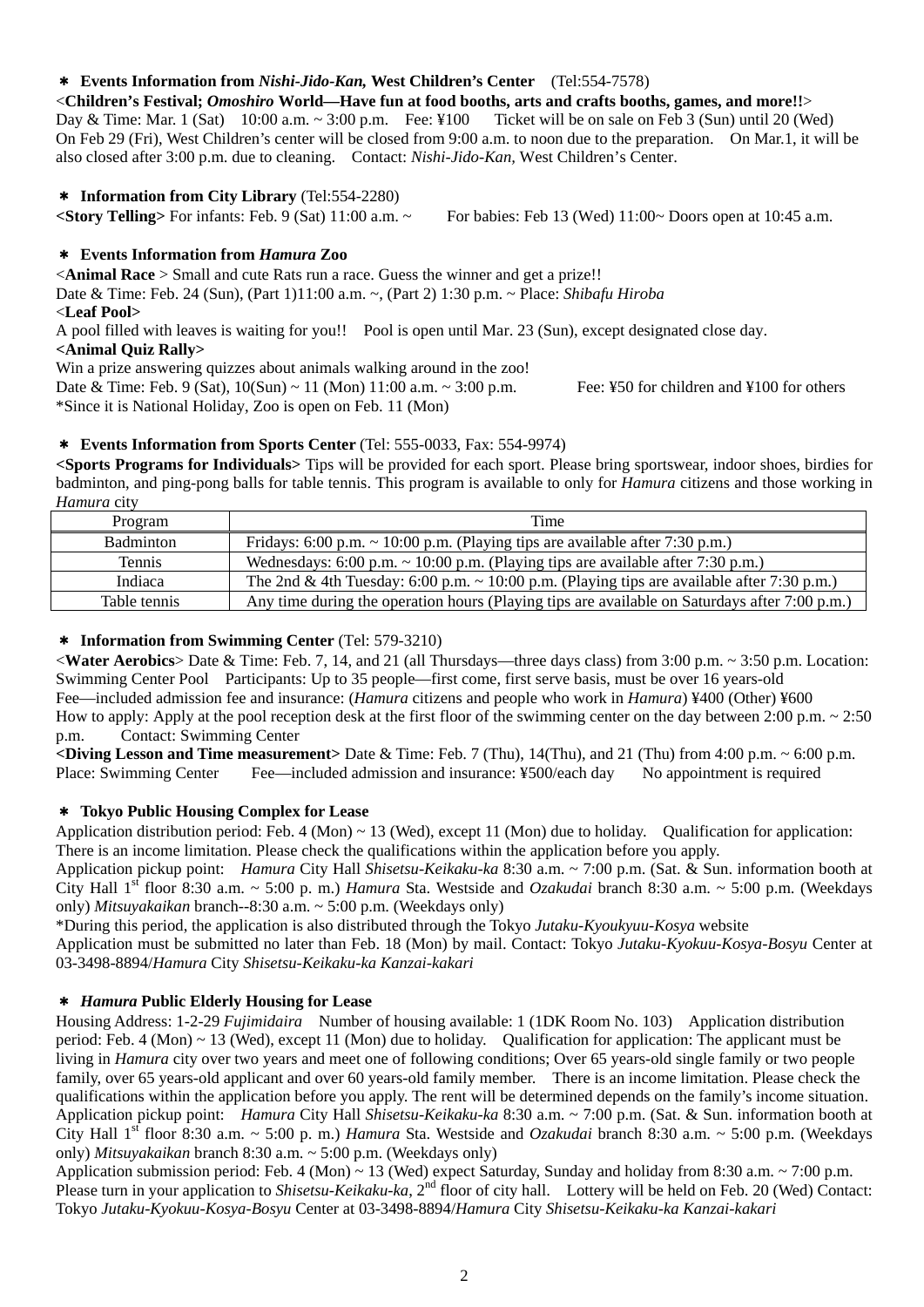**＊ Events Information from *Nishi-Jido-Kan,* West Children's Center** (Tel:554-7578)

<**Children's Festival; *Omoshiro* World—Have fun at food booths, arts and crafts booths, games, and more!!**>
Day & Time: Mar. 1 (Sat) 10:00 a.m. ~ 3:00 p.m. Fee: ¥100 Ticket will be on sale on Feb 3 (Sun) until 20 (Wed)
On Feb 29 (Fri), West Children's center will be closed from 9:00 a.m. to noon due to the preparation. On Mar.1, it will be also closed after 3:00 p.m. due to cleaning. Contact: *Nishi-Jido-Kan,* West Children's Center.

**＊ Information from City Library** (Tel:554-2280)

**<Story Telling>** For infants: Feb. 9 (Sat) 11:00 a.m. ~ For babies: Feb 13 (Wed) 11:00~ Doors open at 10:45 a.m.

**＊ Events Information from *Hamura* Zoo**

<**Animal Race** > Small and cute Rats run a race. Guess the winner and get a prize!!
Date & Time: Feb. 24 (Sun), (Part 1)11:00 a.m. ~, (Part 2) 1:30 p.m. ~ Place: *Shibafu Hiroba*

<**Leaf Pool>**
A pool filled with leaves is waiting for you!! Pool is open until Mar. 23 (Sun), except designated close day.

**<Animal Quiz Rally>**
Win a prize answering quizzes about animals walking around in the zoo!
Date & Time: Feb. 9 (Sat), 10(Sun) ~ 11 (Mon) 11:00 a.m. ~ 3:00 p.m. Fee: ¥50 for children and ¥100 for others
*Since it is National Holiday, Zoo is open on Feb. 11 (Mon)

**＊ Events Information from Sports Center** (Tel: 555-0033, Fax: 554-9974)

**<Sports Programs for Individuals>** Tips will be provided for each sport. Please bring sportswear, indoor shoes, birdies for badminton, and ping-pong balls for table tennis. This program is available to only for *Hamura* citizens and those working in *Hamura* city

| Program | Time |
|---|---|
| Badminton | Fridays: 6:00 p.m. ~ 10:00 p.m. (Playing tips are available after 7:30 p.m.) |
| Tennis | Wednesdays: 6:00 p.m. ~ 10:00 p.m. (Playing tips are available after 7:30 p.m.) |
| Indiaca | The 2nd & 4th Tuesday: 6:00 p.m. ~ 10:00 p.m. (Playing tips are available after 7:30 p.m.) |
| Table tennis | Any time during the operation hours (Playing tips are available on Saturdays after 7:00 p.m.) |

**＊ Information from Swimming Center** (Tel: 579-3210)

<**Water Aerobics**> Date & Time: Feb. 7, 14, and 21 (all Thursdays—three days class) from 3:00 p.m. ~ 3:50 p.m. Location: Swimming Center Pool Participants: Up to 35 people—first come, first serve basis, must be over 16 years-old
Fee—included admission fee and insurance: (*Hamura* citizens and people who work in *Hamura*) ¥400 (Other) ¥600
How to apply: Apply at the pool reception desk at the first floor of the swimming center on the day between 2:00 p.m. ~ 2:50 p.m. Contact: Swimming Center

**<Diving Lesson and Time measurement>** Date & Time: Feb. 7 (Thu), 14(Thu), and 21 (Thu) from 4:00 p.m. ~ 6:00 p.m.
Place: Swimming Center Fee—included admission and insurance: ¥500/each day No appointment is required

**＊ Tokyo Public Housing Complex for Lease**

Application distribution period: Feb. 4 (Mon) ~ 13 (Wed), except 11 (Mon) due to holiday. Qualification for application: There is an income limitation. Please check the qualifications within the application before you apply.
Application pickup point: *Hamura* City Hall *Shisetsu-Keikaku-ka* 8:30 a.m. ~ 7:00 p.m. (Sat. & Sun. information booth at City Hall 1st floor 8:30 a.m. ~ 5:00 p. m.) *Hamura* Sta. Westside and *Ozakudai* branch 8:30 a.m. ~ 5:00 p.m. (Weekdays only) *Mitsuyakaikan* branch--8:30 a.m. ~ 5:00 p.m. (Weekdays only)
*During this period, the application is also distributed through the Tokyo *Jutaku-Kyoukyuu-Kosya* website
Application must be submitted no later than Feb. 18 (Mon) by mail. Contact: Tokyo *Jutaku-Kyokuu-Kosya-Bosyu* Center at 03-3498-8894/*Hamura* City *Shisetsu-Keikaku-ka Kanzai-kakari*

**＊ *Hamura* Public Elderly Housing for Lease**

Housing Address: 1-2-29 *Fujimidaira* Number of housing available: 1 (1DK Room No. 103) Application distribution period: Feb. 4 (Mon) ~ 13 (Wed), except 11 (Mon) due to holiday. Qualification for application: The applicant must be living in *Hamura* city over two years and meet one of following conditions; Over 65 years-old single family or two people family, over 65 years-old applicant and over 60 years-old family member. There is an income limitation. Please check the qualifications within the application before you apply. The rent will be determined depends on the family's income situation.
Application pickup point: *Hamura* City Hall *Shisetsu-Keikaku-ka* 8:30 a.m. ~ 7:00 p.m. (Sat. & Sun. information booth at City Hall 1st floor 8:30 a.m. ~ 5:00 p. m.) *Hamura* Sta. Westside and *Ozakudai* branch 8:30 a.m. ~ 5:00 p.m. (Weekdays only) *Mitsuyakaikan* branch 8:30 a.m. ~ 5:00 p.m. (Weekdays only)
Application submission period: Feb. 4 (Mon) ~ 13 (Wed) expect Saturday, Sunday and holiday from 8:30 a.m. ~ 7:00 p.m. Please turn in your application to *Shisetsu-Keikaku-ka*, 2nd floor of city hall. Lottery will be held on Feb. 20 (Wed) Contact: Tokyo *Jutaku-Kyokuu-Kosya-Bosyu* Center at 03-3498-8894/*Hamura* City *Shisetsu-Keikaku-ka Kanzai-kakari*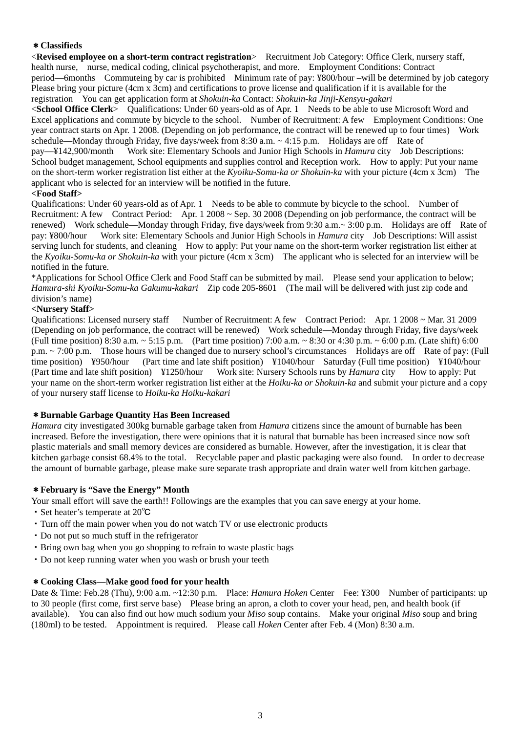## ＊Classifieds

<**Revised employee on a short-term contract registration**> Recruitment Job Category: Office Clerk, nursery staff, health nurse, nurse, medical coding, clinical psychotherapist, and more. Employment Conditions: Contract period—6months Commuteing by car is prohibited Minimum rate of pay: ¥800/hour –will be determined by job category Please bring your picture (4cm x 3cm) and certifications to prove license and qualification if it is available for the registration You can get application form at *Shokuin-ka* Contact: *Shokuin-ka Jinji-Kensyu-gakari*

<**School Office Clerk**> Qualifications: Under 60 years-old as of Apr. 1 Needs to be able to use Microsoft Word and Excel applications and commute by bicycle to the school. Number of Recruitment: A few Employment Conditions: One year contract starts on Apr. 1 2008. (Depending on job performance, the contract will be renewed up to four times) Work schedule—Monday through Friday, five days/week from 8:30 a.m. ~ 4:15 p.m. Holidays are off Rate of pay—¥142,900/month Work site: Elementary Schools and Junior High Schools in *Hamura* city Job Descriptions: School budget management, School equipments and supplies control and Reception work. How to apply: Put your name on the short-term worker registration list either at the *Kyoiku-Somu-ka or Shokuin-ka* with your picture (4cm x 3cm) The applicant who is selected for an interview will be notified in the future.

**<Food Staff>**

Qualifications: Under 60 years-old as of Apr. 1 Needs to be able to commute by bicycle to the school. Number of Recruitment: A few Contract Period: Apr. 1 2008 ~ Sep. 30 2008 (Depending on job performance, the contract will be renewed) Work schedule—Monday through Friday, five days/week from 9:30 a.m.~ 3:00 p.m. Holidays are off Rate of pay: ¥800/hour Work site: Elementary Schools and Junior High Schools in *Hamura* city Job Descriptions: Will assist serving lunch for students, and cleaning How to apply: Put your name on the short-term worker registration list either at the *Kyoiku-Somu-ka or Shokuin-ka* with your picture (4cm x 3cm) The applicant who is selected for an interview will be notified in the future.

*Applications for School Office Clerk and Food Staff can be submitted by mail. Please send your application to below; *Hamura-shi Kyoiku-Somu-ka Gakumu-kakari* Zip code 205-8601 (The mail will be delivered with just zip code and division's name)

**<Nursery Staff>**

Qualifications: Licensed nursery staff Number of Recruitment: A few Contract Period: Apr. 1 2008 ~ Mar. 31 2009 (Depending on job performance, the contract will be renewed) Work schedule—Monday through Friday, five days/week (Full time position) 8:30 a.m. ~ 5:15 p.m. (Part time position) 7:00 a.m. ~ 8:30 or 4:30 p.m. ~ 6:00 p.m. (Late shift) 6:00 p.m. ~ 7:00 p.m. Those hours will be changed due to nursery school's circumstances Holidays are off Rate of pay: (Full time position) ¥950/hour (Part time and late shift position) ¥1040/hour Saturday (Full time position) ¥1040/hour (Part time and late shift position) ¥1250/hour Work site: Nursery Schools runs by *Hamura* city How to apply: Put your name on the short-term worker registration list either at the *Hoiku-ka or Shokuin-ka* and submit your picture and a copy of your nursery staff license to *Hoiku-ka Hoiku-kakari*

## ＊Burnable Garbage Quantity Has Been Increased

*Hamura* city investigated 300kg burnable garbage taken from *Hamura* citizens since the amount of burnable has been increased. Before the investigation, there were opinions that it is natural that burnable has been increased since now soft plastic materials and small memory devices are considered as burnable. However, after the investigation, it is clear that kitchen garbage consist 68.4% to the total. Recyclable paper and plastic packaging were also found. In order to decrease the amount of burnable garbage, please make sure separate trash appropriate and drain water well from kitchen garbage.

## ＊February is "Save the Energy" Month

Your small effort will save the earth!! Followings are the examples that you can save energy at your home.

- Set heater's temperate at 20℃
- Turn off the main power when you do not watch TV or use electronic products
- Do not put so much stuff in the refrigerator
- Bring own bag when you go shopping to refrain to waste plastic bags
- Do not keep running water when you wash or brush your teeth

## ＊Cooking Class—Make good food for your health

Date & Time: Feb.28 (Thu), 9:00 a.m. ~12:30 p.m. Place: *Hamura Hoken* Center Fee: ¥300 Number of participants: up to 30 people (first come, first serve base) Please bring an apron, a cloth to cover your head, pen, and health book (if available). You can also find out how much sodium your *Miso* soup contains. Make your original *Miso* soup and bring (180ml) to be tested. Appointment is required. Please call *Hoken* Center after Feb. 4 (Mon) 8:30 a.m.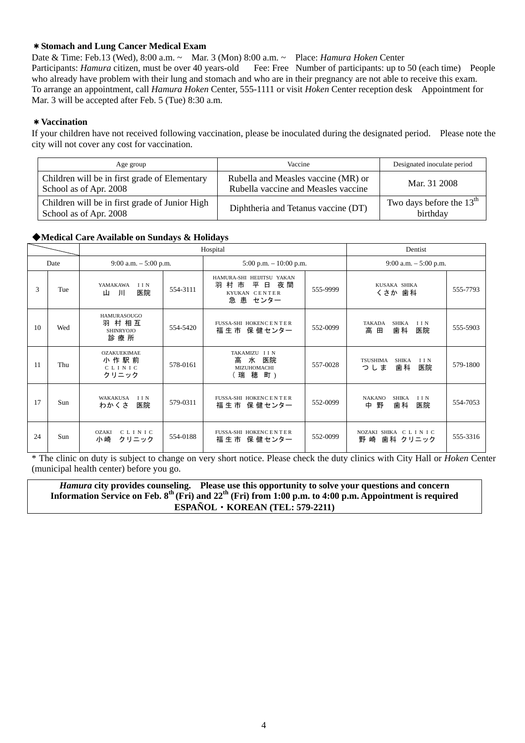**＊Stomach and Lung Cancer Medical Exam**

Date & Time: Feb.13 (Wed), 8:00 a.m. ~　Mar. 3 (Mon) 8:00 a.m. ~　Place: *Hamura Hoken* Center

Participants: *Hamura* citizen, must be over 40 years-old　Fee: Free　Number of participants: up to 50 (each time)　People who already have problem with their lung and stomach and who are in their pregnancy are not able to receive this exam.

To arrange an appointment, call *Hamura Hoken* Center, 555-1111 or visit *Hoken* Center reception desk　Appointment for Mar. 3 will be accepted after Feb. 5 (Tue) 8:30 a.m.

**＊Vaccination**

If your children have not received following vaccination, please be inoculated during the designated period.　Please note the city will not cover any cost for vaccination.

| Age group | Vaccine | Designated inoculate period |
|---|---|---|
| Children will be in first grade of Elementary School as of Apr. 2008 | Rubella and Measles vaccine (MR) or Rubella vaccine and Measles vaccine | Mar. 31 2008 |
| Children will be in first grade of Junior High School as of Apr. 2008 | Diphtheria and Tetanus vaccine (DT) | Two days before the 13th birthday |

**◆Medical Care Available on Sundays & Holidays**

| | | Hospital | | | | Dentist | |
|---|---|---|---|---|---|---|---|
| Date | | 9:00 a.m. – 5:00 p.m. | | 5:00 p.m. – 10:00 p.m. | | 9:00 a.m. – 5:00 p.m. | |
| 3 | Tue | YAMAKAWA IIN 山川医院 | 554-3111 | HAMURA-SHI HEIJITSU YAKAN KYUKAN CENTER 羽村市平日夜間急患センター | 555-9999 | KUSAKA SHIKA くさか歯科 | 555-7793 |
| 10 | Wed | HAMURASOUGO SHINRYOJO 羽村相互診療所 | 554-5420 | FUSSA-SHI HOKENCENTER 福生市保健センター | 552-0099 | TAKADA SHIKA IIN 高田歯科医院 | 555-5903 |
| 11 | Thu | OZAKUEKIMAE CLINIC 小作駅前クリニック | 578-0161 | TAKAMIZU IIN MIZUHOMACHI 高水医院（瑞穂町） | 557-0028 | TSUSHIMA SHIKA IIN つしま歯科医院 | 579-1800 |
| 17 | Sun | WAKAKUSA IIN わかくさ医院 | 579-0311 | FUSSA-SHI HOKENCENTER 福生市保健センター | 552-0099 | NAKANO SHIKA IIN 中野歯科医院 | 554-7053 |
| 24 | Sun | OZAKI CLINIC 小崎クリニック | 554-0188 | FUSSA-SHI HOKENCENTER 福生市保健センター | 552-0099 | NOZAKI SHIKA CLINIC 野崎歯科クリニック | 555-3316 |

\* The clinic on duty is subject to change on very short notice. Please check the duty clinics with City Hall or *Hoken* Center (municipal health center) before you go.

***Hamura* city provides counseling.　Please use this opportunity to solve your questions and concern**
**Information Service on Feb. 8th (Fri) and 22th (Fri) from 1:00 p.m. to 4:00 p.m. Appointment is required**
**ESPAÑOL・KOREAN (TEL: 579-2211)**